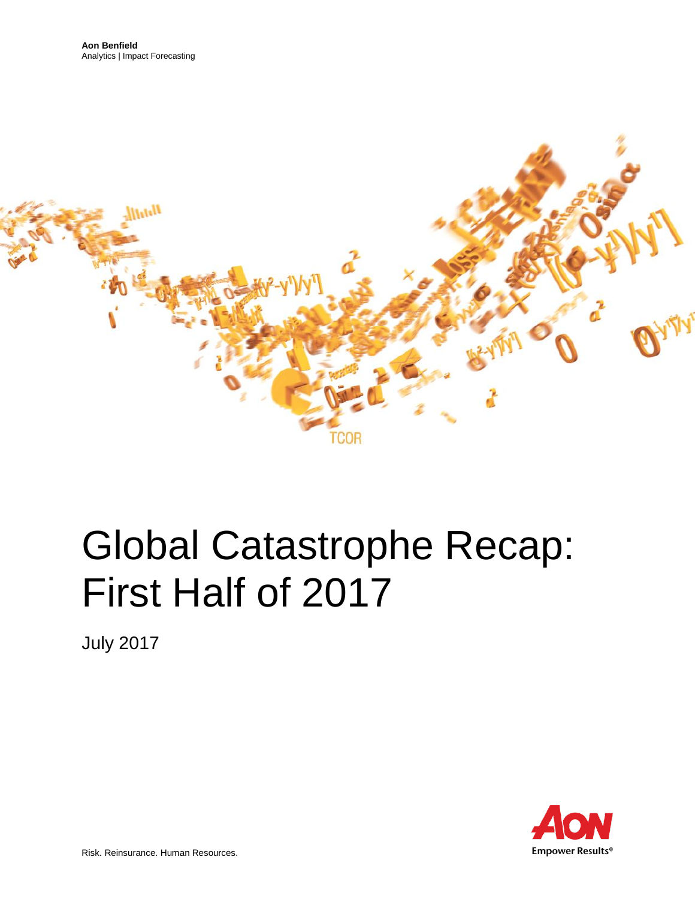**Aon Benfield**
Analytics | Impact Forecasting

# Global Catastrophe Recap: First Half of 2017

July 2017

Risk. Reinsurance. Human Resources.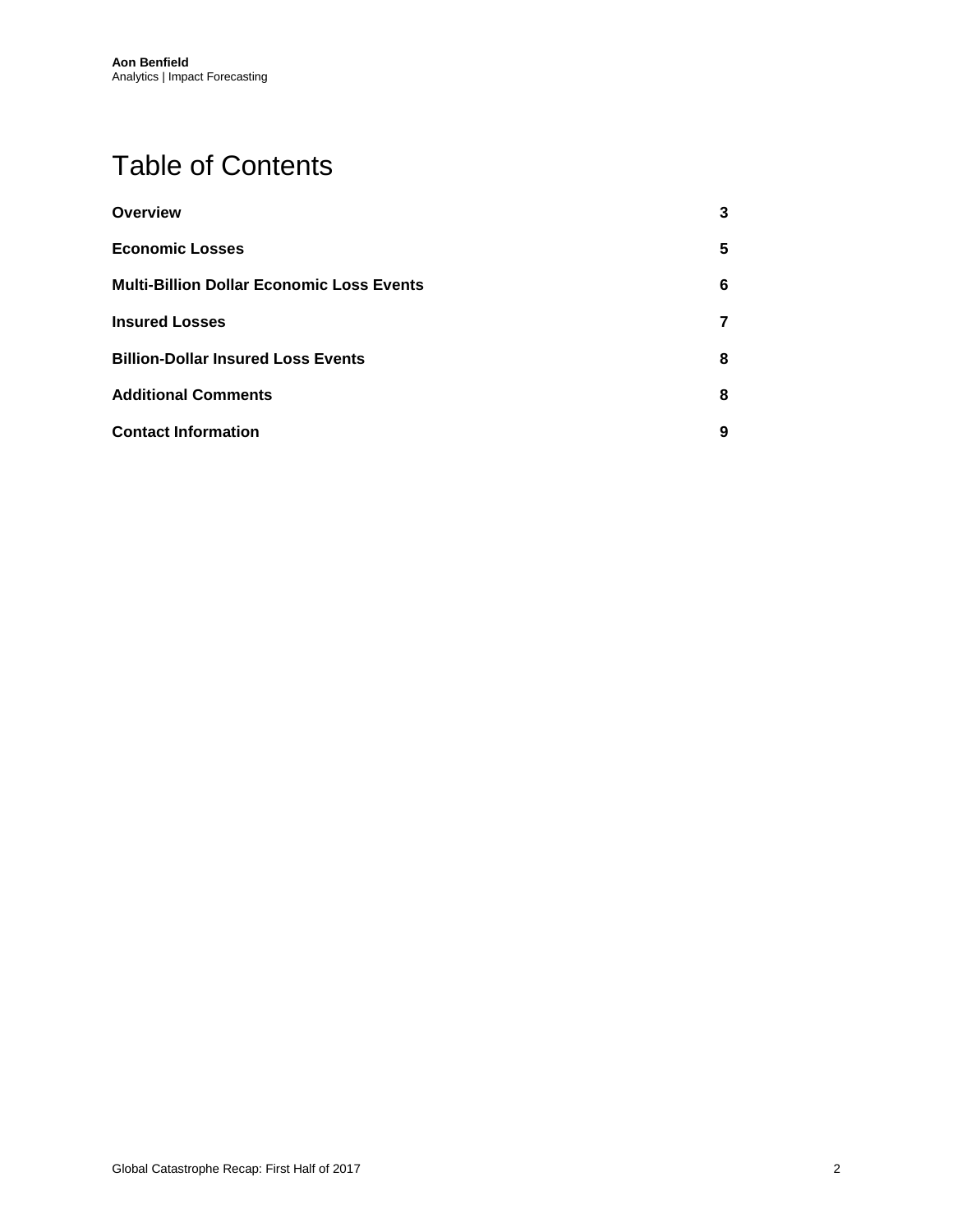# Table of Contents

| | |
|---|---|
| **Overview** | **3** |
| **Economic Losses** | **5** |
| **Multi-Billion Dollar Economic Loss Events** | **6** |
| **Insured Losses** | **7** |
| **Billion-Dollar Insured Loss Events** | **8** |
| **Additional Comments** | **8** |
| **Contact Information** | **9** |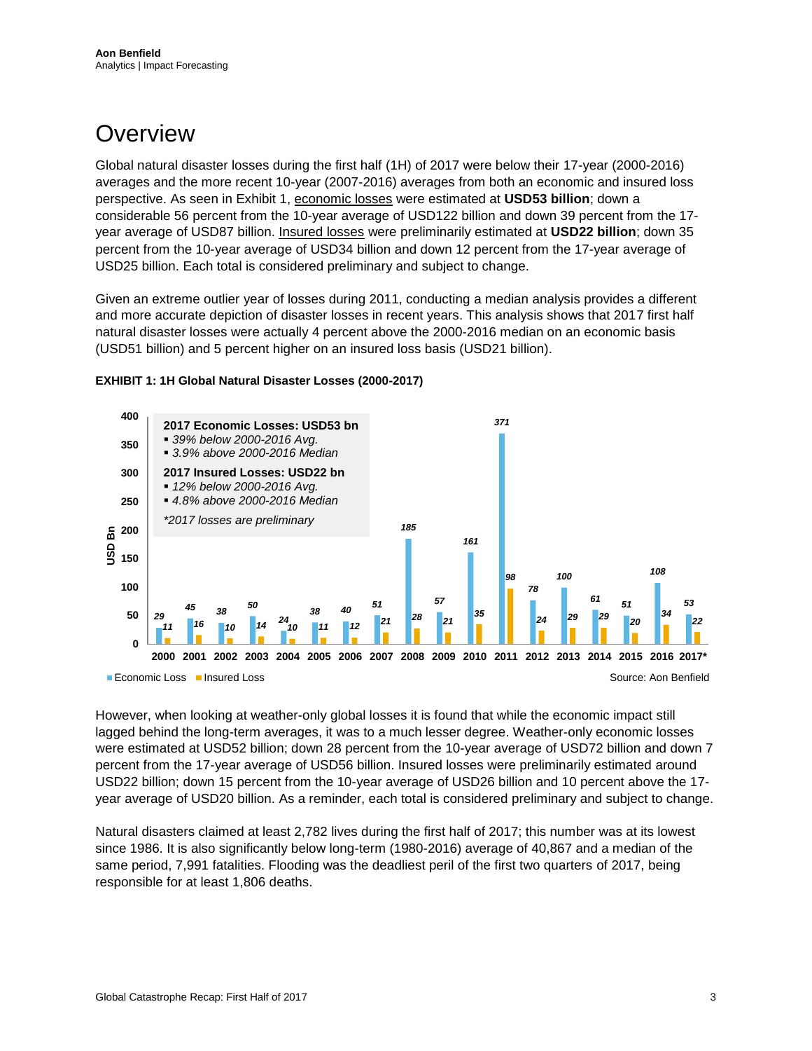# Overview

Global natural disaster losses during the first half (1H) of 2017 were below their 17-year (2000-2016) averages and the more recent 10-year (2007-2016) averages from both an economic and insured loss perspective. As seen in Exhibit 1, economic losses were estimated at **USD53 billion**; down a considerable 56 percent from the 10-year average of USD122 billion and down 39 percent from the 17-year average of USD87 billion. Insured losses were preliminarily estimated at **USD22 billion**; down 35 percent from the 10-year average of USD34 billion and down 12 percent from the 17-year average of USD25 billion. Each total is considered preliminary and subject to change.

Given an extreme outlier year of losses during 2011, conducting a median analysis provides a different and more accurate depiction of disaster losses in recent years. This analysis shows that 2017 first half natural disaster losses were actually 4 percent above the 2000-2016 median on an economic basis (USD51 billion) and 5 percent higher on an insured loss basis (USD21 billion).

**EXHIBIT 1: 1H Global Natural Disaster Losses (2000-2017)**

**2017 Economic Losses: USD53 bn**
- *39% below 2000-2016 Avg.*
- *3.9% above 2000-2016 Median*

**2017 Insured Losses: USD22 bn**
- *12% below 2000-2016 Avg.*
- *4.8% above 2000-2016 Median*

*\*2017 losses are preliminary*

| Year | Economic Loss (USD Bn) | Insured Loss (USD Bn) |
|---|---|---|
| 2000 | 29 | 11 |
| 2001 | 45 | 16 |
| 2002 | 38 | 10 |
| 2003 | 50 | 14 |
| 2004 | 24 | 10 |
| 2005 | 38 | 11 |
| 2006 | 40 | 12 |
| 2007 | 51 | 21 |
| 2008 | 185 | 28 |
| 2009 | 57 | 21 |
| 2010 | 161 | 35 |
| 2011 | 371 | 98 |
| 2012 | 78 | 24 |
| 2013 | 100 | 29 |
| 2014 | 61 | 29 |
| 2015 | 51 | 20 |
| 2016 | 108 | 34 |
| 2017* | 53 | 22 |

Source: Aon Benfield

However, when looking at weather-only global losses it is found that while the economic impact still lagged behind the long-term averages, it was to a much lesser degree. Weather-only economic losses were estimated at USD52 billion; down 28 percent from the 10-year average of USD72 billion and down 7 percent from the 17-year average of USD56 billion. Insured losses were preliminarily estimated around USD22 billion; down 15 percent from the 10-year average of USD26 billion and 10 percent above the 17-year average of USD20 billion. As a reminder, each total is considered preliminary and subject to change.

Natural disasters claimed at least 2,782 lives during the first half of 2017; this number was at its lowest since 1986. It is also significantly below long-term (1980-2016) average of 40,867 and a median of the same period, 7,991 fatalities. Flooding was the deadliest peril of the first two quarters of 2017, being responsible for at least 1,806 deaths.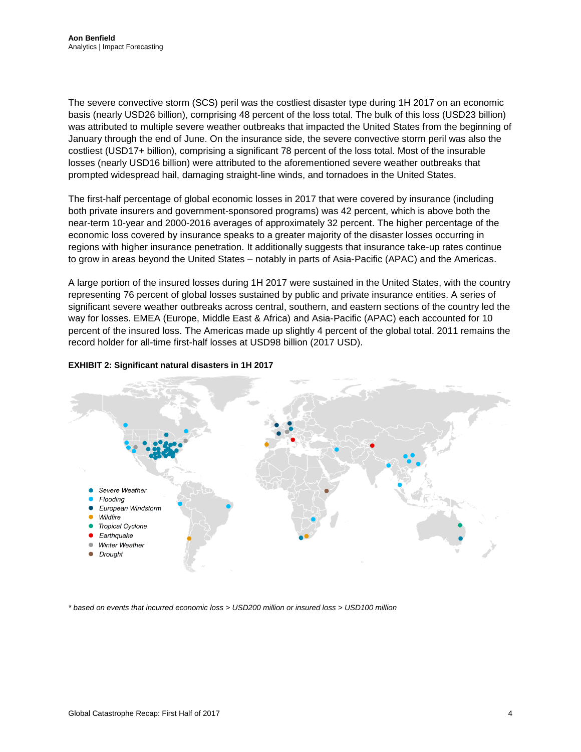The severe convective storm (SCS) peril was the costliest disaster type during 1H 2017 on an economic basis (nearly USD26 billion), comprising 48 percent of the loss total. The bulk of this loss (USD23 billion) was attributed to multiple severe weather outbreaks that impacted the United States from the beginning of January through the end of June. On the insurance side, the severe convective storm peril was also the costliest (USD17+ billion), comprising a significant 78 percent of the loss total. Most of the insurable losses (nearly USD16 billion) were attributed to the aforementioned severe weather outbreaks that prompted widespread hail, damaging straight-line winds, and tornadoes in the United States.

The first-half percentage of global economic losses in 2017 that were covered by insurance (including both private insurers and government-sponsored programs) was 42 percent, which is above both the near-term 10-year and 2000-2016 averages of approximately 32 percent. The higher percentage of the economic loss covered by insurance speaks to a greater majority of the disaster losses occurring in regions with higher insurance penetration. It additionally suggests that insurance take-up rates continue to grow in areas beyond the United States – notably in parts of Asia-Pacific (APAC) and the Americas.

A large portion of the insured losses during 1H 2017 were sustained in the United States, with the country representing 76 percent of global losses sustained by public and private insurance entities. A series of significant severe weather outbreaks across central, southern, and eastern sections of the country led the way for losses. EMEA (Europe, Middle East & Africa) and Asia-Pacific (APAC) each accounted for 10 percent of the insured loss. The Americas made up slightly 4 percent of the global total. 2011 remains the record holder for all-time first-half losses at USD98 billion (2017 USD).

**EXHIBIT 2: Significant natural disasters in 1H 2017**

- Severe Weather
- Flooding
- European Windstorm
- Wildfire
- Tropical Cyclone
- Earthquake
- Winter Weather
- Drought

*\* based on events that incurred economic loss > USD200 million or insured loss > USD100 million*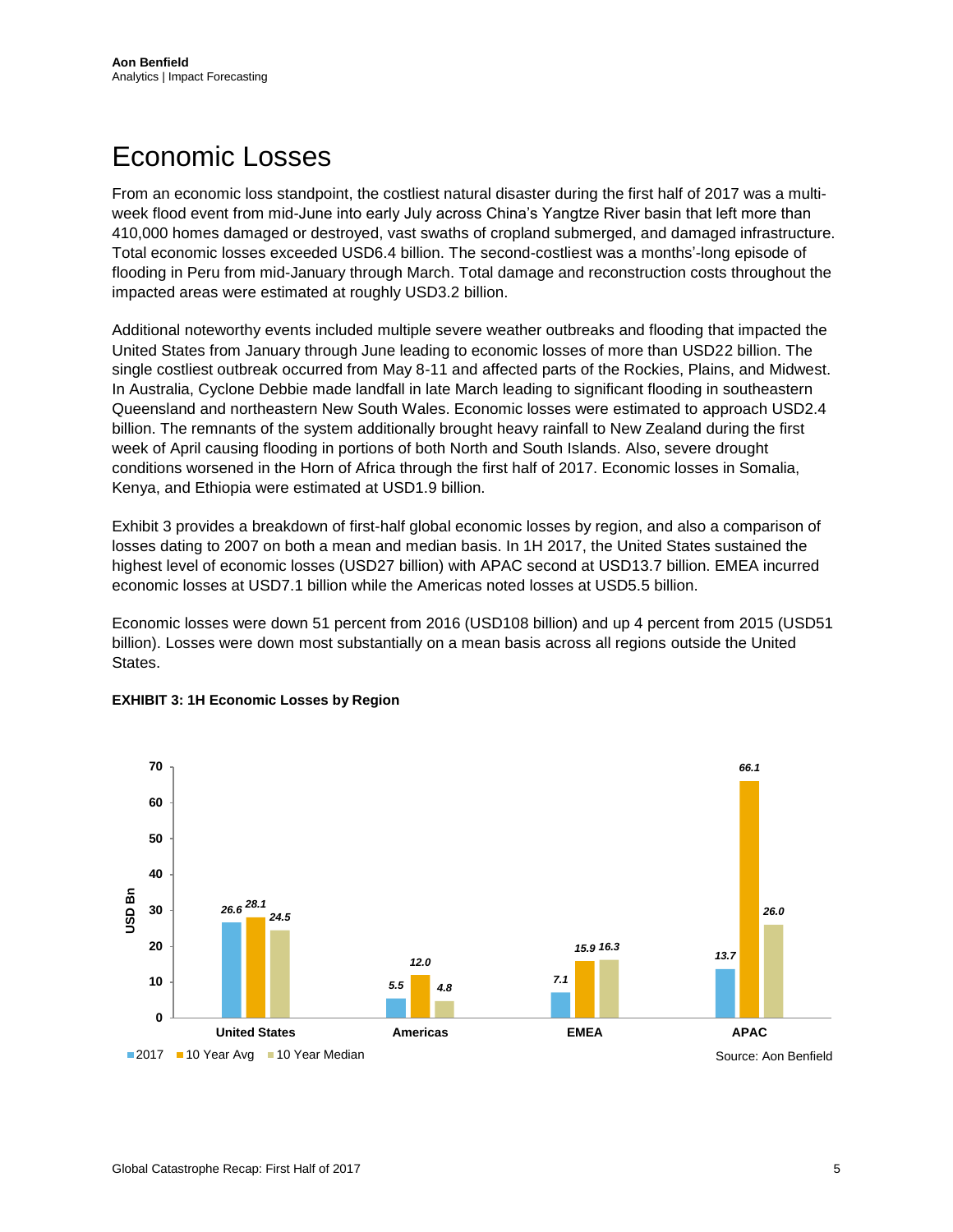# Economic Losses

From an economic loss standpoint, the costliest natural disaster during the first half of 2017 was a multi-week flood event from mid-June into early July across China's Yangtze River basin that left more than 410,000 homes damaged or destroyed, vast swaths of cropland submerged, and damaged infrastructure. Total economic losses exceeded USD6.4 billion. The second-costliest was a months'-long episode of flooding in Peru from mid-January through March. Total damage and reconstruction costs throughout the impacted areas were estimated at roughly USD3.2 billion.

Additional noteworthy events included multiple severe weather outbreaks and flooding that impacted the United States from January through June leading to economic losses of more than USD22 billion. The single costliest outbreak occurred from May 8-11 and affected parts of the Rockies, Plains, and Midwest. In Australia, Cyclone Debbie made landfall in late March leading to significant flooding in southeastern Queensland and northeastern New South Wales. Economic losses were estimated to approach USD2.4 billion. The remnants of the system additionally brought heavy rainfall to New Zealand during the first week of April causing flooding in portions of both North and South Islands. Also, severe drought conditions worsened in the Horn of Africa through the first half of 2017. Economic losses in Somalia, Kenya, and Ethiopia were estimated at USD1.9 billion.

Exhibit 3 provides a breakdown of first-half global economic losses by region, and also a comparison of losses dating to 2007 on both a mean and median basis. In 1H 2017, the United States sustained the highest level of economic losses (USD27 billion) with APAC second at USD13.7 billion. EMEA incurred economic losses at USD7.1 billion while the Americas noted losses at USD5.5 billion.

Economic losses were down 51 percent from 2016 (USD108 billion) and up 4 percent from 2015 (USD51 billion). Losses were down most substantially on a mean basis across all regions outside the United States.

**EXHIBIT 3: 1H Economic Losses by Region**

| Region (USD Bn) | 2017 | 10 Year Avg | 10 Year Median |
|---|---|---|---|
| United States | 26.6 | 28.1 | 24.5 |
| Americas | 5.5 | 12.0 | 4.8 |
| EMEA | 7.1 | 15.9 | 16.3 |
| APAC | 13.7 | 66.1 | 26.0 |

Source: Aon Benfield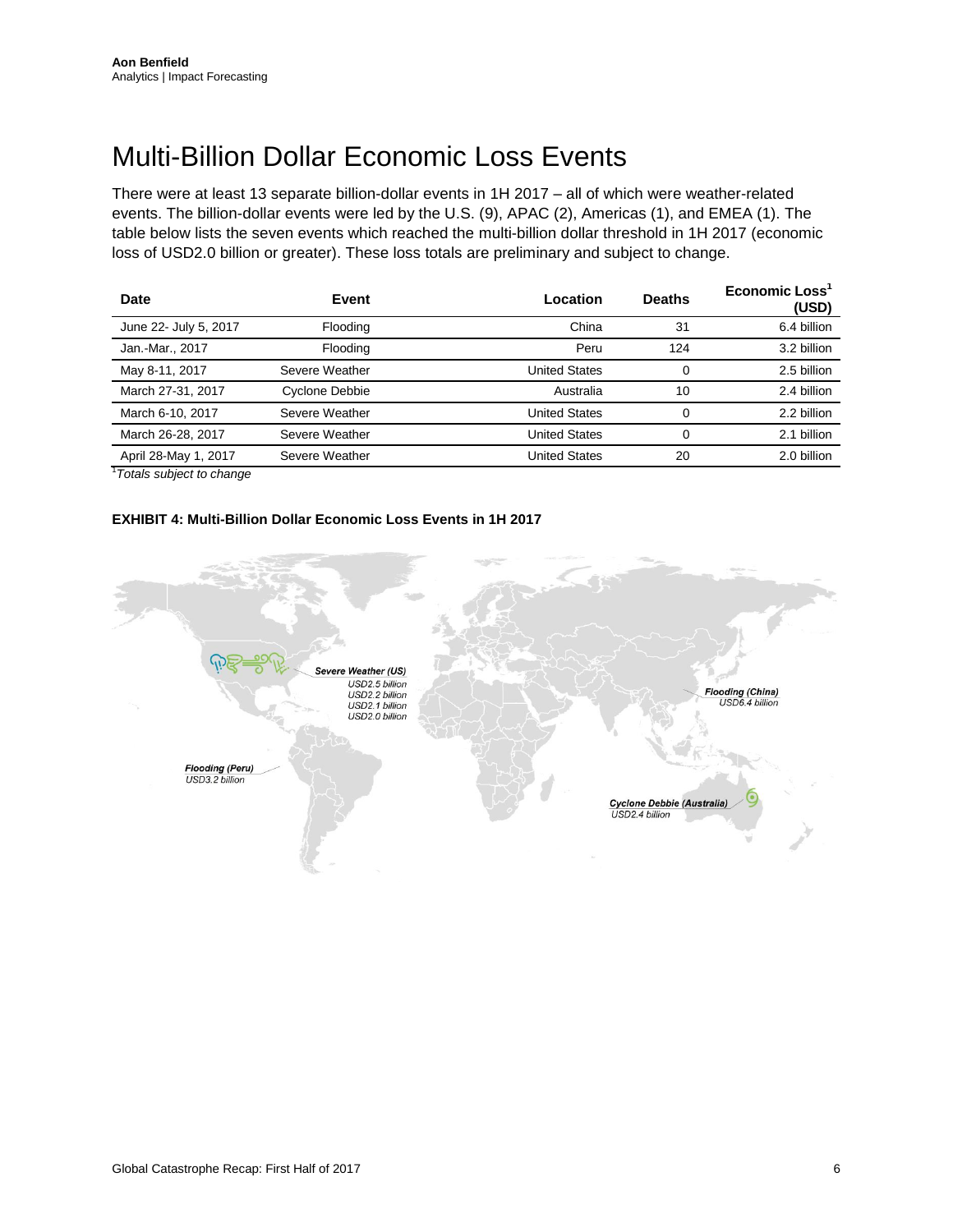# Multi-Billion Dollar Economic Loss Events

There were at least 13 separate billion-dollar events in 1H 2017 – all of which were weather-related events. The billion-dollar events were led by the U.S. (9), APAC (2), Americas (1), and EMEA (1). The table below lists the seven events which reached the multi-billion dollar threshold in 1H 2017 (economic loss of USD2.0 billion or greater). These loss totals are preliminary and subject to change.

| Date | Event | Location | Deaths | Economic Loss[1] (USD) |
|---|---|---|---|---|
| June 22- July 5, 2017 | Flooding | China | 31 | 6.4 billion |
| Jan.-Mar., 2017 | Flooding | Peru | 124 | 3.2 billion |
| May 8-11, 2017 | Severe Weather | United States | 0 | 2.5 billion |
| March 27-31, 2017 | Cyclone Debbie | Australia | 10 | 2.4 billion |
| March 6-10, 2017 | Severe Weather | United States | 0 | 2.2 billion |
| March 26-28, 2017 | Severe Weather | United States | 0 | 2.1 billion |
| April 28-May 1, 2017 | Severe Weather | United States | 20 | 2.0 billion |

[1]*Totals subject to change*

**EXHIBIT 4: Multi-Billion Dollar Economic Loss Events in 1H 2017**

***Severe Weather (US)***
*USD2.5 billion*
*USD2.2 billion*
*USD2.1 billion*
*USD2.0 billion*

***Flooding (China)***
*USD6.4 billion*

***Flooding (Peru)***
*USD3.2 billion*

***Cyclone Debbie (Australia)***
*USD2.4 billion*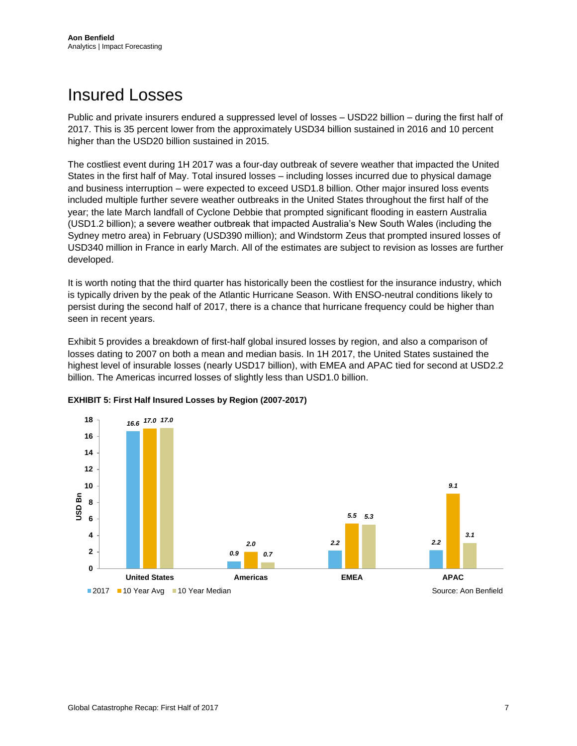# Insured Losses

Public and private insurers endured a suppressed level of losses – USD22 billion – during the first half of 2017. This is 35 percent lower from the approximately USD34 billion sustained in 2016 and 10 percent higher than the USD20 billion sustained in 2015.

The costliest event during 1H 2017 was a four-day outbreak of severe weather that impacted the United States in the first half of May. Total insured losses – including losses incurred due to physical damage and business interruption – were expected to exceed USD1.8 billion. Other major insured loss events included multiple further severe weather outbreaks in the United States throughout the first half of the year; the late March landfall of Cyclone Debbie that prompted significant flooding in eastern Australia (USD1.2 billion); a severe weather outbreak that impacted Australia's New South Wales (including the Sydney metro area) in February (USD390 million); and Windstorm Zeus that prompted insured losses of USD340 million in France in early March. All of the estimates are subject to revision as losses are further developed.

It is worth noting that the third quarter has historically been the costliest for the insurance industry, which is typically driven by the peak of the Atlantic Hurricane Season. With ENSO-neutral conditions likely to persist during the second half of 2017, there is a chance that hurricane frequency could be higher than seen in recent years.

Exhibit 5 provides a breakdown of first-half global insured losses by region, and also a comparison of losses dating to 2007 on both a mean and median basis. In 1H 2017, the United States sustained the highest level of insurable losses (nearly USD17 billion), with EMEA and APAC tied for second at USD2.2 billion. The Americas incurred losses of slightly less than USD1.0 billion.

**EXHIBIT 5: First Half Insured Losses by Region (2007-2017)**

| Region (USD Bn) | 2017 | 10 Year Avg | 10 Year Median |
|---|---|---|---|
| United States | 16.6 | 17.0 | 17.0 |
| Americas | 0.9 | 2.0 | 0.7 |
| EMEA | 2.2 | 5.5 | 5.3 |
| APAC | 2.2 | 9.1 | 3.1 |

Source: Aon Benfield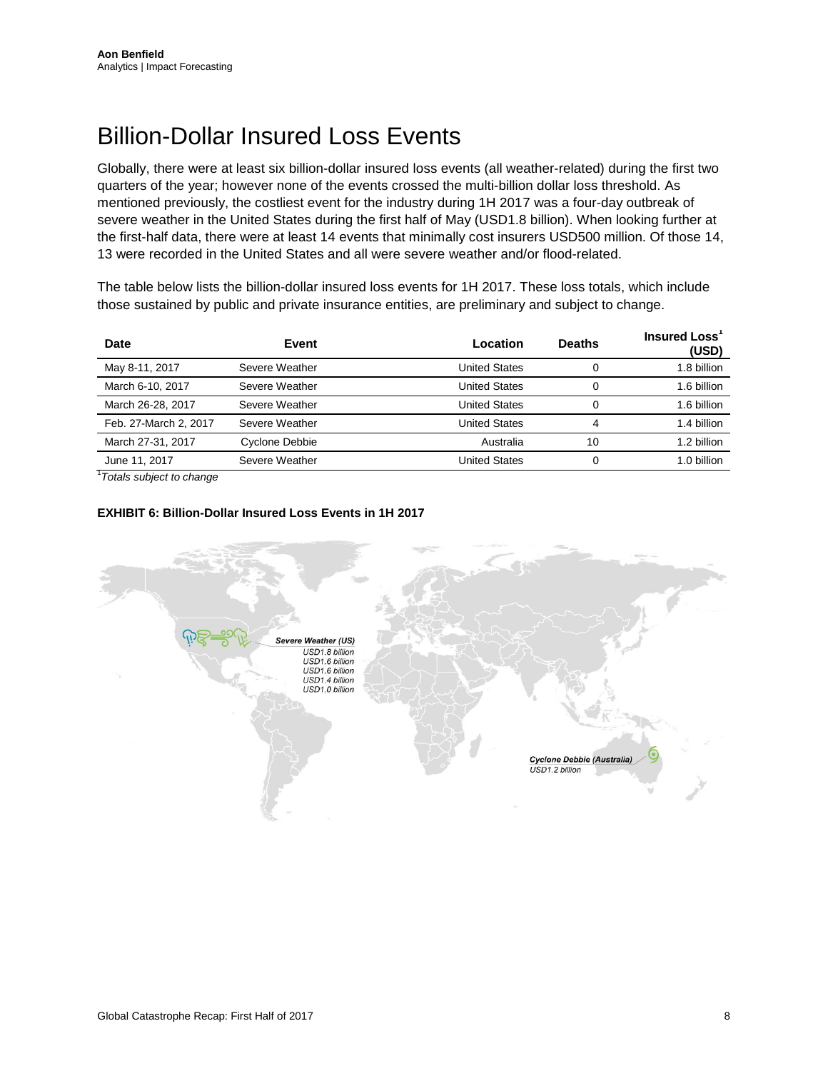# Billion-Dollar Insured Loss Events

Globally, there were at least six billion-dollar insured loss events (all weather-related) during the first two quarters of the year; however none of the events crossed the multi-billion dollar loss threshold. As mentioned previously, the costliest event for the industry during 1H 2017 was a four-day outbreak of severe weather in the United States during the first half of May (USD1.8 billion). When looking further at the first-half data, there were at least 14 events that minimally cost insurers USD500 million. Of those 14, 13 were recorded in the United States and all were severe weather and/or flood-related.

The table below lists the billion-dollar insured loss events for 1H 2017. These loss totals, which include those sustained by public and private insurance entities, are preliminary and subject to change.

| Date | Event | Location | Deaths | Insured Loss[1] (USD) |
|---|---|---|---|---|
| May 8-11, 2017 | Severe Weather | United States | 0 | 1.8 billion |
| March 6-10, 2017 | Severe Weather | United States | 0 | 1.6 billion |
| March 26-28, 2017 | Severe Weather | United States | 0 | 1.6 billion |
| Feb. 27-March 2, 2017 | Severe Weather | United States | 4 | 1.4 billion |
| March 27-31, 2017 | Cyclone Debbie | Australia | 10 | 1.2 billion |
| June 11, 2017 | Severe Weather | United States | 0 | 1.0 billion |

[1]*Totals subject to change*

**EXHIBIT 6: Billion-Dollar Insured Loss Events in 1H 2017**

*Severe Weather (US)*
*USD1.8 billion*
*USD1.6 billion*
*USD1.6 billion*
*USD1.4 billion*
*USD1.0 billion*

*Cyclone Debbie (Australia)*
*USD1.2 billion*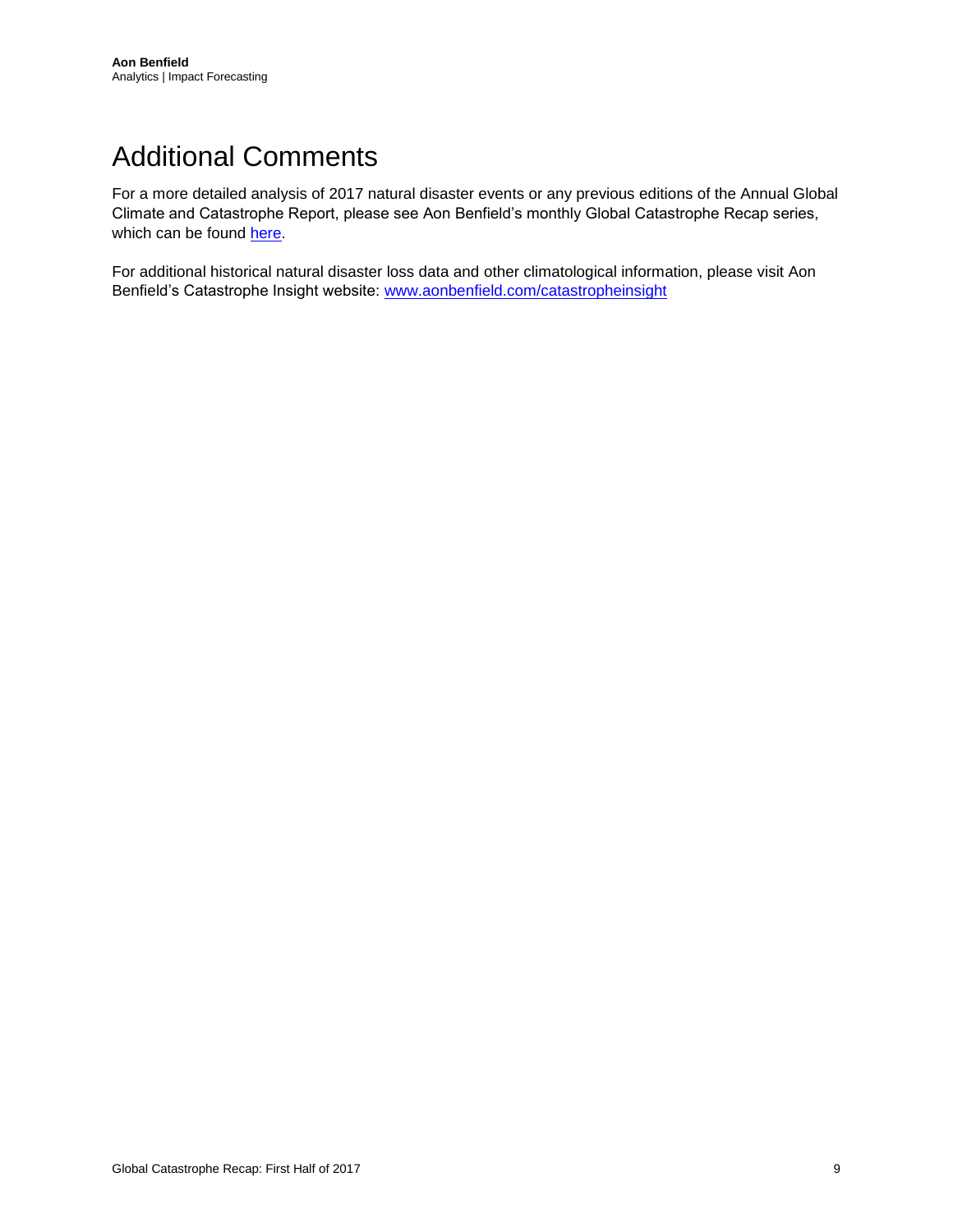# Additional Comments

For a more detailed analysis of 2017 natural disaster events or any previous editions of the Annual Global Climate and Catastrophe Report, please see Aon Benfield's monthly Global Catastrophe Recap series, which can be found here.

For additional historical natural disaster loss data and other climatological information, please visit Aon Benfield's Catastrophe Insight website: www.aonbenfield.com/catastropheinsight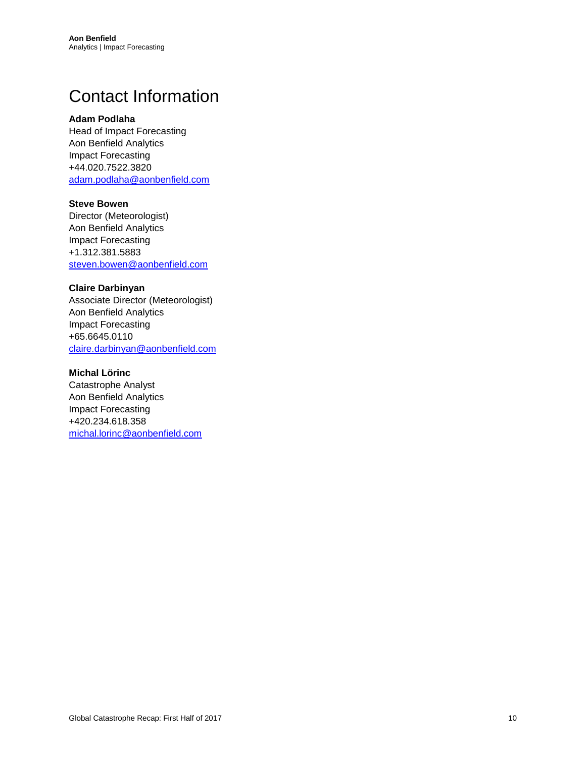# Contact Information

**Adam Podlaha**
Head of Impact Forecasting
Aon Benfield Analytics
Impact Forecasting
+44.020.7522.3820
adam.podlaha@aonbenfield.com

**Steve Bowen**
Director (Meteorologist)
Aon Benfield Analytics
Impact Forecasting
+1.312.381.5883
steven.bowen@aonbenfield.com

**Claire Darbinyan**
Associate Director (Meteorologist)
Aon Benfield Analytics
Impact Forecasting
+65.6645.0110
claire.darbinyan@aonbenfield.com

**Michal Lörinc**
Catastrophe Analyst
Aon Benfield Analytics
Impact Forecasting
+420.234.618.358
michal.lorinc@aonbenfield.com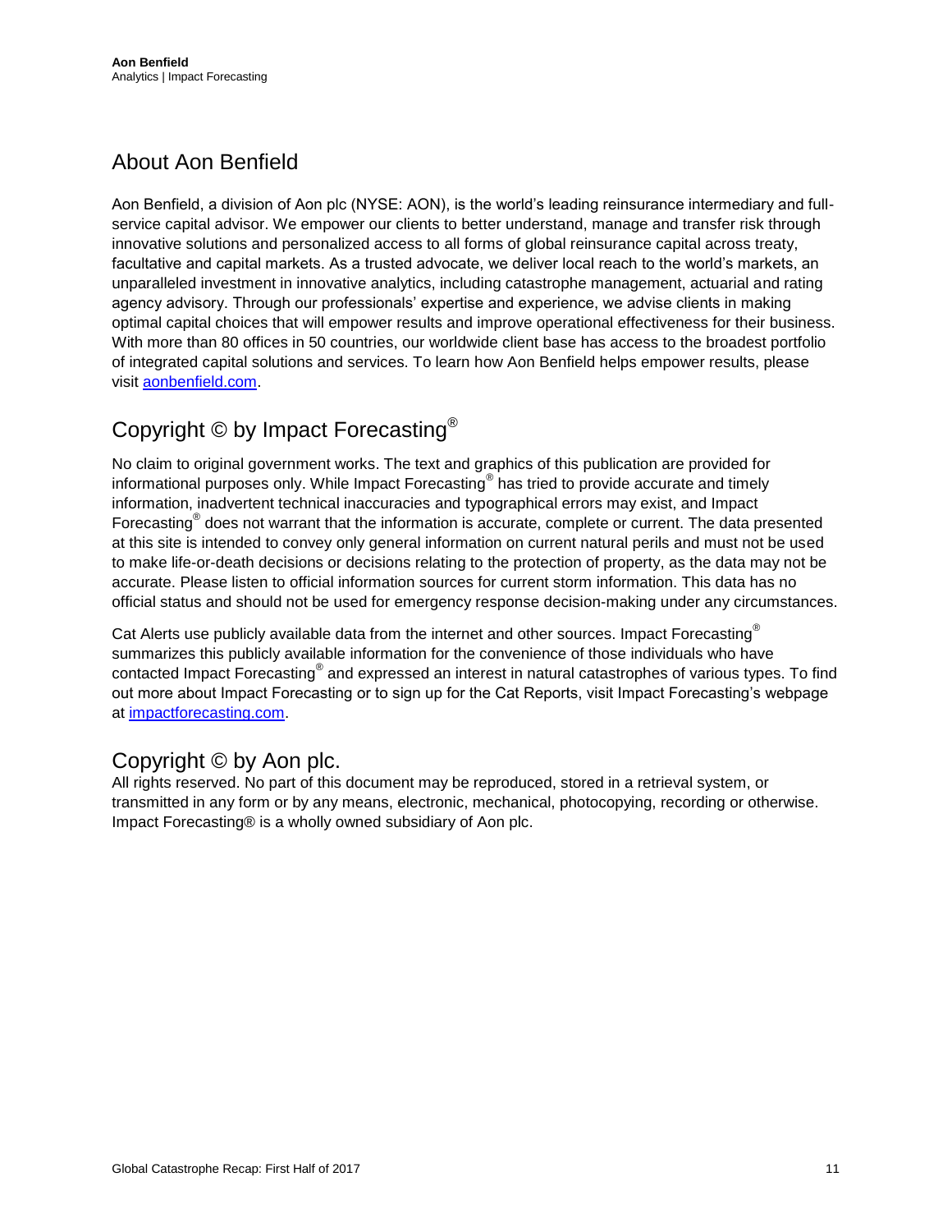## About Aon Benfield

Aon Benfield, a division of Aon plc (NYSE: AON), is the world's leading reinsurance intermediary and full-service capital advisor. We empower our clients to better understand, manage and transfer risk through innovative solutions and personalized access to all forms of global reinsurance capital across treaty, facultative and capital markets. As a trusted advocate, we deliver local reach to the world's markets, an unparalleled investment in innovative analytics, including catastrophe management, actuarial and rating agency advisory. Through our professionals' expertise and experience, we advise clients in making optimal capital choices that will empower results and improve operational effectiveness for their business. With more than 80 offices in 50 countries, our worldwide client base has access to the broadest portfolio of integrated capital solutions and services. To learn how Aon Benfield helps empower results, please visit [aonbenfield.com](http://aonbenfield.com).

## Copyright © by Impact Forecasting®

No claim to original government works. The text and graphics of this publication are provided for informational purposes only. While Impact Forecasting® has tried to provide accurate and timely information, inadvertent technical inaccuracies and typographical errors may exist, and Impact Forecasting® does not warrant that the information is accurate, complete or current. The data presented at this site is intended to convey only general information on current natural perils and must not be used to make life-or-death decisions or decisions relating to the protection of property, as the data may not be accurate. Please listen to official information sources for current storm information. This data has no official status and should not be used for emergency response decision-making under any circumstances.

Cat Alerts use publicly available data from the internet and other sources. Impact Forecasting® summarizes this publicly available information for the convenience of those individuals who have contacted Impact Forecasting® and expressed an interest in natural catastrophes of various types. To find out more about Impact Forecasting or to sign up for the Cat Reports, visit Impact Forecasting's webpage at [impactforecasting.com](http://impactforecasting.com).

## Copyright © by Aon plc.

All rights reserved. No part of this document may be reproduced, stored in a retrieval system, or transmitted in any form or by any means, electronic, mechanical, photocopying, recording or otherwise. Impact Forecasting® is a wholly owned subsidiary of Aon plc.